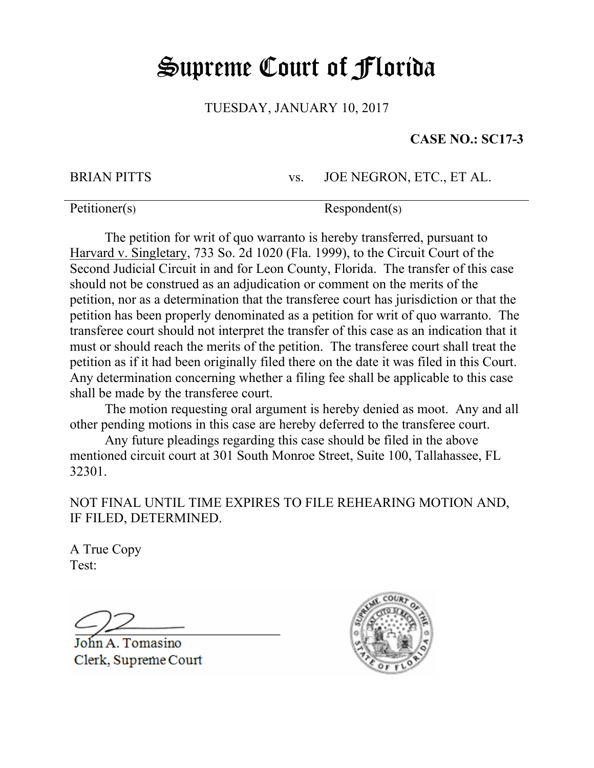# Supreme Court of Florida

TUESDAY, JANUARY 10, 2017

**CASE NO.: SC17-3**

| BRIAN PITTS | vs. | JOE NEGRON, ETC., ET AL. |
|---|---|---|
| Petitioner(s) | | Respondent(s) |

The petition for writ of quo warranto is hereby transferred, pursuant to Harvard v. Singletary, 733 So. 2d 1020 (Fla. 1999), to the Circuit Court of the Second Judicial Circuit in and for Leon County, Florida. The transfer of this case should not be construed as an adjudication or comment on the merits of the petition, nor as a determination that the transferee court has jurisdiction or that the petition has been properly denominated as a petition for writ of quo warranto. The transferee court should not interpret the transfer of this case as an indication that it must or should reach the merits of the petition. The transferee court shall treat the petition as if it had been originally filed there on the date it was filed in this Court. Any determination concerning whether a filing fee shall be applicable to this case shall be made by the transferee court.

The motion requesting oral argument is hereby denied as moot. Any and all other pending motions in this case are hereby deferred to the transferee court.

Any future pleadings regarding this case should be filed in the above mentioned circuit court at 301 South Monroe Street, Suite 100, Tallahassee, FL 32301.

NOT FINAL UNTIL TIME EXPIRES TO FILE REHEARING MOTION AND, IF FILED, DETERMINED.

A True Copy
Test:

John A. Tomasino
Clerk, Supreme Court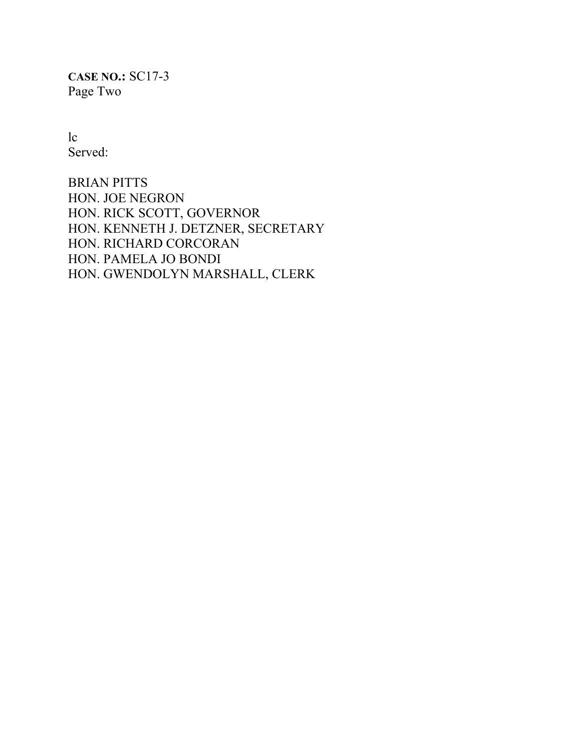**CASE NO.:** SC17-3
Page Two

lc
Served:

BRIAN PITTS
HON. JOE NEGRON
HON. RICK SCOTT, GOVERNOR
HON. KENNETH J. DETZNER, SECRETARY
HON. RICHARD CORCORAN
HON. PAMELA JO BONDI
HON. GWENDOLYN MARSHALL, CLERK